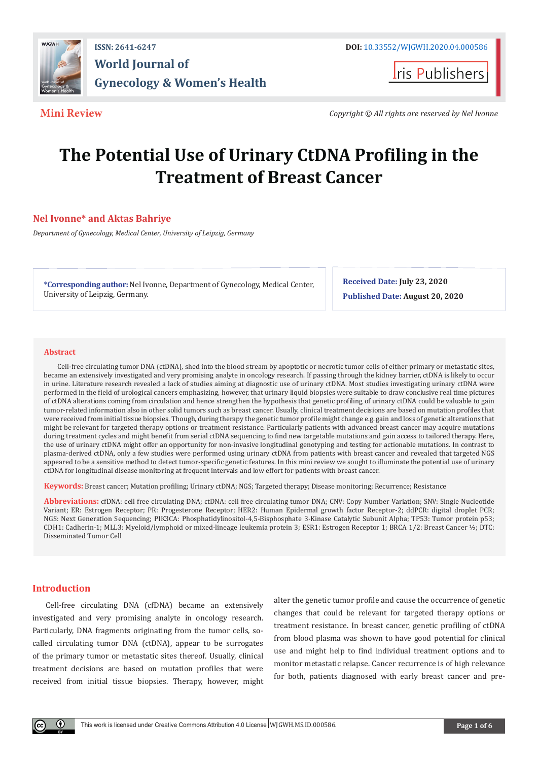ISSN: 2641-6247

**World Journal of Gynecology & Women's Health**

DOI: 10.33552/WJGWH.2020.04.000586

Iris Publishers

**Mini Review**

*Copyright © All rights are reserved by Nel Ivonne*

# The Potential Use of Urinary CtDNA Profiling in the Treatment of Breast Cancer

**Nel Ivonne* and Aktas Bahriye**

*Department of Gynecology, Medical Center, University of Leipzig, Germany*

***Corresponding author:** Nel Ivonne, Department of Gynecology, Medical Center, University of Leipzig, Germany.

**Received Date:** July 23, 2020

**Published Date:** August 20, 2020

## Abstract

Cell-free circulating tumor DNA (ctDNA), shed into the blood stream by apoptotic or necrotic tumor cells of either primary or metastatic sites, became an extensively investigated and very promising analyte in oncology research. If passing through the kidney barrier, ctDNA is likely to occur in urine. Literature research revealed a lack of studies aiming at diagnostic use of urinary ctDNA. Most studies investigating urinary ctDNA were performed in the field of urological cancers emphasizing, however, that urinary liquid biopsies were suitable to draw conclusive real time pictures of ctDNA alterations coming from circulation and hence strengthen the hypothesis that genetic profiling of urinary ctDNA could be valuable to gain tumor-related information also in other solid tumors such as breast cancer. Usually, clinical treatment decisions are based on mutation profiles that were received from initial tissue biopsies. Though, during therapy the genetic tumor profile might change e.g. gain and loss of genetic alterations that might be relevant for targeted therapy options or treatment resistance. Particularly patients with advanced breast cancer may acquire mutations during treatment cycles and might benefit from serial ctDNA sequencing to find new targetable mutations and gain access to tailored therapy. Here, the use of urinary ctDNA might offer an opportunity for non-invasive longitudinal genotyping and testing for actionable mutations. In contrast to plasma-derived ctDNA, only a few studies were performed using urinary ctDNA from patients with breast cancer and revealed that targeted NGS appeared to be a sensitive method to detect tumor-specific genetic features. In this mini review we sought to illuminate the potential use of urinary ctDNA for longitudinal disease monitoring at frequent intervals and low effort for patients with breast cancer.

**Keywords:** Breast cancer; Mutation profiling; Urinary ctDNA; NGS; Targeted therapy; Disease monitoring; Recurrence; Resistance

**Abbreviations:** cfDNA: cell free circulating DNA; ctDNA: cell free circulating tumor DNA; CNV: Copy Number Variation; SNV: Single Nucleotide Variant; ER: Estrogen Receptor; PR: Progesterone Receptor; HER2: Human Epidermal growth factor Receptor-2; ddPCR: digital droplet PCR; NGS: Next Generation Sequencing; PIK3CA: Phosphatidylinositol-4,5-Bisphosphate 3-Kinase Catalytic Subunit Alpha; TP53: Tumor protein p53; CDH1: Cadherin-1; MLL3: Myeloid/lymphoid or mixed-lineage leukemia protein 3; ESR1: Estrogen Receptor 1; BRCA 1/2: Breast Cancer ½; DTC: Disseminated Tumor Cell

## Introduction

Cell-free circulating DNA (cfDNA) became an extensively investigated and very promising analyte in oncology research. Particularly, DNA fragments originating from the tumor cells, so-called circulating tumor DNA (ctDNA), appear to be surrogates of the primary tumor or metastatic sites thereof. Usually, clinical treatment decisions are based on mutation profiles that were received from initial tissue biopsies. Therapy, however, might alter the genetic tumor profile and cause the occurrence of genetic changes that could be relevant for targeted therapy options or treatment resistance. In breast cancer, genetic profiling of ctDNA from blood plasma was shown to have good potential for clinical use and might help to find individual treatment options and to monitor metastatic relapse. Cancer recurrence is of high relevance for both, patients diagnosed with early breast cancer and pre-

This work is licensed under Creative Commons Attribution 4.0 License WJGWH.MS.ID.000586.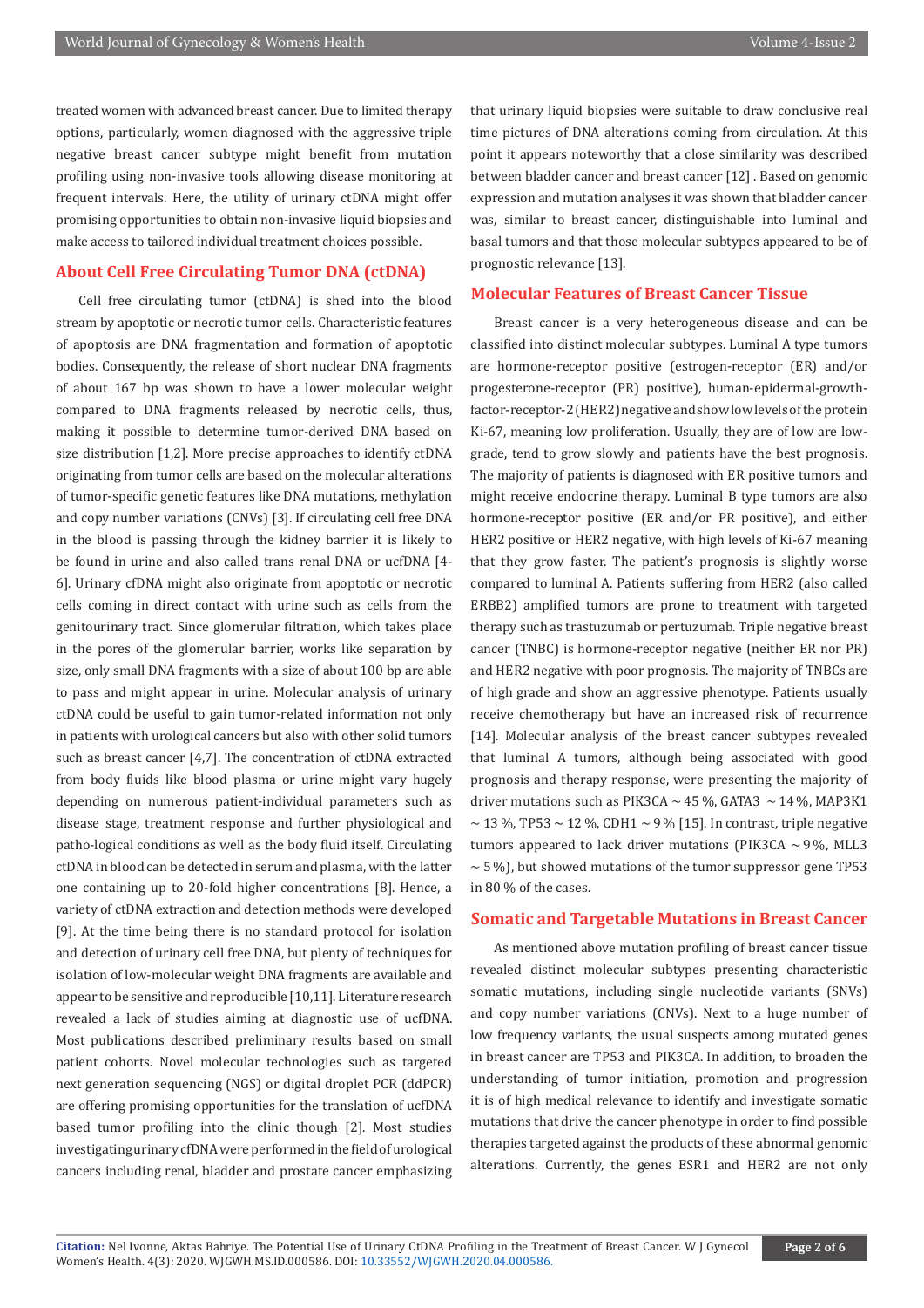treated women with advanced breast cancer. Due to limited therapy options, particularly, women diagnosed with the aggressive triple negative breast cancer subtype might benefit from mutation profiling using non-invasive tools allowing disease monitoring at frequent intervals. Here, the utility of urinary ctDNA might offer promising opportunities to obtain non-invasive liquid biopsies and make access to tailored individual treatment choices possible.

## About Cell Free Circulating Tumor DNA (ctDNA)

Cell free circulating tumor (ctDNA) is shed into the blood stream by apoptotic or necrotic tumor cells. Characteristic features of apoptosis are DNA fragmentation and formation of apoptotic bodies. Consequently, the release of short nuclear DNA fragments of about 167 bp was shown to have a lower molecular weight compared to DNA fragments released by necrotic cells, thus, making it possible to determine tumor-derived DNA based on size distribution [1,2]. More precise approaches to identify ctDNA originating from tumor cells are based on the molecular alterations of tumor-specific genetic features like DNA mutations, methylation and copy number variations (CNVs) [3]. If circulating cell free DNA in the blood is passing through the kidney barrier it is likely to be found in urine and also called trans renal DNA or ucfDNA [4-6]. Urinary cfDNA might also originate from apoptotic or necrotic cells coming in direct contact with urine such as cells from the genitourinary tract. Since glomerular filtration, which takes place in the pores of the glomerular barrier, works like separation by size, only small DNA fragments with a size of about 100 bp are able to pass and might appear in urine. Molecular analysis of urinary ctDNA could be useful to gain tumor-related information not only in patients with urological cancers but also with other solid tumors such as breast cancer [4,7]. The concentration of ctDNA extracted from body fluids like blood plasma or urine might vary hugely depending on numerous patient-individual parameters such as disease stage, treatment response and further physiological and patho-logical conditions as well as the body fluid itself. Circulating ctDNA in blood can be detected in serum and plasma, with the latter one containing up to 20-fold higher concentrations [8]. Hence, a variety of ctDNA extraction and detection methods were developed [9]. At the time being there is no standard protocol for isolation and detection of urinary cell free DNA, but plenty of techniques for isolation of low-molecular weight DNA fragments are available and appear to be sensitive and reproducible [10,11]. Literature research revealed a lack of studies aiming at diagnostic use of ucfDNA. Most publications described preliminary results based on small patient cohorts. Novel molecular technologies such as targeted next generation sequencing (NGS) or digital droplet PCR (ddPCR) are offering promising opportunities for the translation of ucfDNA based tumor profiling into the clinic though [2]. Most studies investigating urinary cfDNA were performed in the field of urological cancers including renal, bladder and prostate cancer emphasizing that urinary liquid biopsies were suitable to draw conclusive real time pictures of DNA alterations coming from circulation. At this point it appears noteworthy that a close similarity was described between bladder cancer and breast cancer [12] . Based on genomic expression and mutation analyses it was shown that bladder cancer was, similar to breast cancer, distinguishable into luminal and basal tumors and that those molecular subtypes appeared to be of prognostic relevance [13].

## Molecular Features of Breast Cancer Tissue

Breast cancer is a very heterogeneous disease and can be classified into distinct molecular subtypes. Luminal A type tumors are hormone-receptor positive (estrogen-receptor (ER) and/or progesterone-receptor (PR) positive), human-epidermal-growth-factor-receptor-2 (HER2) negative and show low levels of the protein Ki-67, meaning low proliferation. Usually, they are of low are low-grade, tend to grow slowly and patients have the best prognosis. The majority of patients is diagnosed with ER positive tumors and might receive endocrine therapy. Luminal B type tumors are also hormone-receptor positive (ER and/or PR positive), and either HER2 positive or HER2 negative, with high levels of Ki-67 meaning that they grow faster. The patient's prognosis is slightly worse compared to luminal A. Patients suffering from HER2 (also called ERBB2) amplified tumors are prone to treatment with targeted therapy such as trastuzumab or pertuzumab. Triple negative breast cancer (TNBC) is hormone-receptor negative (neither ER nor PR) and HER2 negative with poor prognosis. The majority of TNBCs are of high grade and show an aggressive phenotype. Patients usually receive chemotherapy but have an increased risk of recurrence [14]. Molecular analysis of the breast cancer subtypes revealed that luminal A tumors, although being associated with good prognosis and therapy response, were presenting the majority of driver mutations such as PIK3CA ~ 45 %, GATA3 ~ 14 %, MAP3K1 ~ 13 %, TP53 ~ 12 %, CDH1 ~ 9 % [15]. In contrast, triple negative tumors appeared to lack driver mutations (PIK3CA ~ 9 %, MLL3 ~ 5 %), but showed mutations of the tumor suppressor gene TP53 in 80 % of the cases.

## Somatic and Targetable Mutations in Breast Cancer

As mentioned above mutation profiling of breast cancer tissue revealed distinct molecular subtypes presenting characteristic somatic mutations, including single nucleotide variants (SNVs) and copy number variations (CNVs). Next to a huge number of low frequency variants, the usual suspects among mutated genes in breast cancer are TP53 and PIK3CA. In addition, to broaden the understanding of tumor initiation, promotion and progression it is of high medical relevance to identify and investigate somatic mutations that drive the cancer phenotype in order to find possible therapies targeted against the products of these abnormal genomic alterations. Currently, the genes ESR1 and HER2 are not only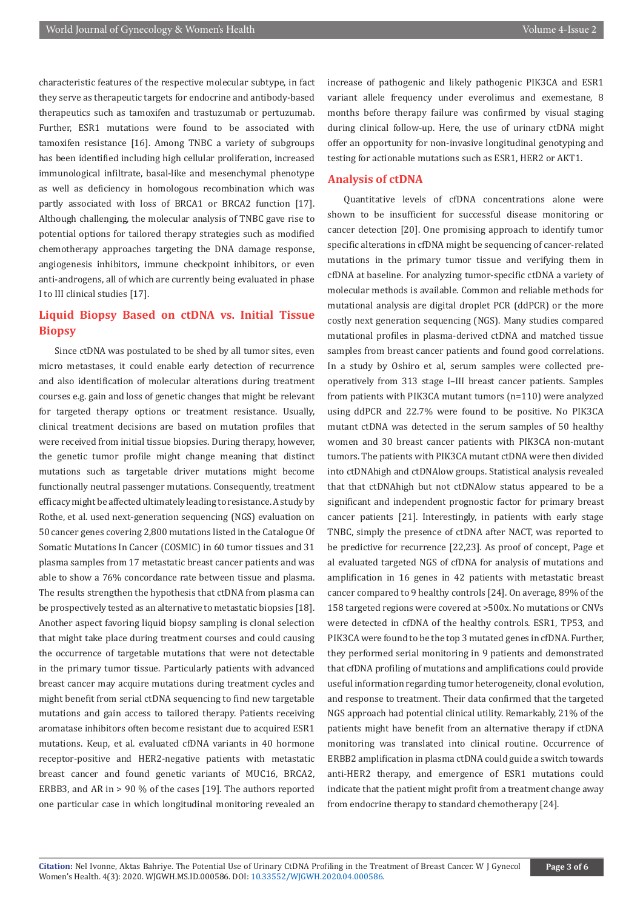characteristic features of the respective molecular subtype, in fact they serve as therapeutic targets for endocrine and antibody-based therapeutics such as tamoxifen and trastuzumab or pertuzumab. Further, ESR1 mutations were found to be associated with tamoxifen resistance [16]. Among TNBC a variety of subgroups has been identified including high cellular proliferation, increased immunological infiltrate, basal-like and mesenchymal phenotype as well as deficiency in homologous recombination which was partly associated with loss of BRCA1 or BRCA2 function [17]. Although challenging, the molecular analysis of TNBC gave rise to potential options for tailored therapy strategies such as modified chemotherapy approaches targeting the DNA damage response, angiogenesis inhibitors, immune checkpoint inhibitors, or even anti-androgens, all of which are currently being evaluated in phase I to III clinical studies [17].

## Liquid Biopsy Based on ctDNA vs. Initial Tissue Biopsy

Since ctDNA was postulated to be shed by all tumor sites, even micro metastases, it could enable early detection of recurrence and also identification of molecular alterations during treatment courses e.g. gain and loss of genetic changes that might be relevant for targeted therapy options or treatment resistance. Usually, clinical treatment decisions are based on mutation profiles that were received from initial tissue biopsies. During therapy, however, the genetic tumor profile might change meaning that distinct mutations such as targetable driver mutations might become functionally neutral passenger mutations. Consequently, treatment efficacy might be affected ultimately leading to resistance. A study by Rothe, et al. used next-generation sequencing (NGS) evaluation on 50 cancer genes covering 2,800 mutations listed in the Catalogue Of Somatic Mutations In Cancer (COSMIC) in 60 tumor tissues and 31 plasma samples from 17 metastatic breast cancer patients and was able to show a 76% concordance rate between tissue and plasma. The results strengthen the hypothesis that ctDNA from plasma can be prospectively tested as an alternative to metastatic biopsies [18]. Another aspect favoring liquid biopsy sampling is clonal selection that might take place during treatment courses and could causing the occurrence of targetable mutations that were not detectable in the primary tumor tissue. Particularly patients with advanced breast cancer may acquire mutations during treatment cycles and might benefit from serial ctDNA sequencing to find new targetable mutations and gain access to tailored therapy. Patients receiving aromatase inhibitors often become resistant due to acquired ESR1 mutations. Keup, et al. evaluated cfDNA variants in 40 hormone receptor-positive and HER2-negative patients with metastatic breast cancer and found genetic variants of MUC16, BRCA2, ERBB3, and AR in > 90 % of the cases [19]. The authors reported one particular case in which longitudinal monitoring revealed an increase of pathogenic and likely pathogenic PIK3CA and ESR1 variant allele frequency under everolimus and exemestane, 8 months before therapy failure was confirmed by visual staging during clinical follow-up. Here, the use of urinary ctDNA might offer an opportunity for non-invasive longitudinal genotyping and testing for actionable mutations such as ESR1, HER2 or AKT1.

## Analysis of ctDNA

Quantitative levels of cfDNA concentrations alone were shown to be insufficient for successful disease monitoring or cancer detection [20]. One promising approach to identify tumor specific alterations in cfDNA might be sequencing of cancer-related mutations in the primary tumor tissue and verifying them in cfDNA at baseline. For analyzing tumor-specific ctDNA a variety of molecular methods is available. Common and reliable methods for mutational analysis are digital droplet PCR (ddPCR) or the more costly next generation sequencing (NGS). Many studies compared mutational profiles in plasma-derived ctDNA and matched tissue samples from breast cancer patients and found good correlations. In a study by Oshiro et al, serum samples were collected pre-operatively from 313 stage I–III breast cancer patients. Samples from patients with PIK3CA mutant tumors (n=110) were analyzed using ddPCR and 22.7% were found to be positive. No PIK3CA mutant ctDNA was detected in the serum samples of 50 healthy women and 30 breast cancer patients with PIK3CA non-mutant tumors. The patients with PIK3CA mutant ctDNA were then divided into ctDNAhigh and ctDNAlow groups. Statistical analysis revealed that that ctDNAhigh but not ctDNAlow status appeared to be a significant and independent prognostic factor for primary breast cancer patients [21]. Interestingly, in patients with early stage TNBC, simply the presence of ctDNA after NACT, was reported to be predictive for recurrence [22,23]. As proof of concept, Page et al evaluated targeted NGS of cfDNA for analysis of mutations and amplification in 16 genes in 42 patients with metastatic breast cancer compared to 9 healthy controls [24]. On average, 89% of the 158 targeted regions were covered at >500x. No mutations or CNVs were detected in cfDNA of the healthy controls. ESR1, TP53, and PIK3CA were found to be the top 3 mutated genes in cfDNA. Further, they performed serial monitoring in 9 patients and demonstrated that cfDNA profiling of mutations and amplifications could provide useful information regarding tumor heterogeneity, clonal evolution, and response to treatment. Their data confirmed that the targeted NGS approach had potential clinical utility. Remarkably, 21% of the patients might have benefit from an alternative therapy if ctDNA monitoring was translated into clinical routine. Occurrence of ERBB2 amplification in plasma ctDNA could guide a switch towards anti-HER2 therapy, and emergence of ESR1 mutations could indicate that the patient might profit from a treatment change away from endocrine therapy to standard chemotherapy [24].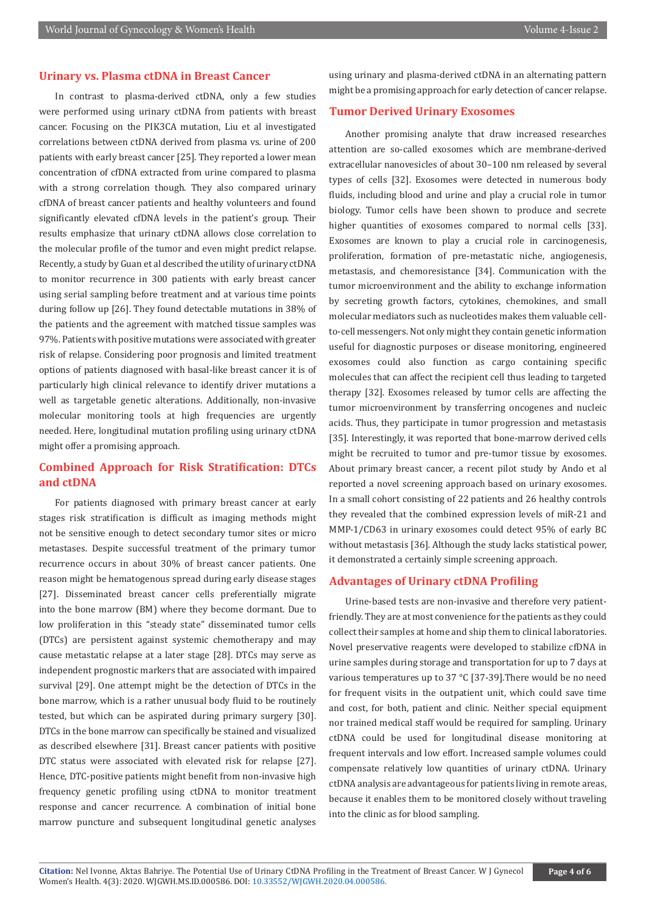## Urinary vs. Plasma ctDNA in Breast Cancer

In contrast to plasma-derived ctDNA, only a few studies were performed using urinary ctDNA from patients with breast cancer. Focusing on the PIK3CA mutation, Liu et al investigated correlations between ctDNA derived from plasma vs. urine of 200 patients with early breast cancer [25]. They reported a lower mean concentration of cfDNA extracted from urine compared to plasma with a strong correlation though. They also compared urinary cfDNA of breast cancer patients and healthy volunteers and found significantly elevated cfDNA levels in the patient's group. Their results emphasize that urinary ctDNA allows close correlation to the molecular profile of the tumor and even might predict relapse. Recently, a study by Guan et al described the utility of urinary ctDNA to monitor recurrence in 300 patients with early breast cancer using serial sampling before treatment and at various time points during follow up [26]. They found detectable mutations in 38% of the patients and the agreement with matched tissue samples was 97%. Patients with positive mutations were associated with greater risk of relapse. Considering poor prognosis and limited treatment options of patients diagnosed with basal-like breast cancer it is of particularly high clinical relevance to identify driver mutations a well as targetable genetic alterations. Additionally, non-invasive molecular monitoring tools at high frequencies are urgently needed. Here, longitudinal mutation profiling using urinary ctDNA might offer a promising approach.

## Combined Approach for Risk Stratification: DTCs and ctDNA

For patients diagnosed with primary breast cancer at early stages risk stratification is difficult as imaging methods might not be sensitive enough to detect secondary tumor sites or micro metastases. Despite successful treatment of the primary tumor recurrence occurs in about 30% of breast cancer patients. One reason might be hematogenous spread during early disease stages [27]. Disseminated breast cancer cells preferentially migrate into the bone marrow (BM) where they become dormant. Due to low proliferation in this "steady state" disseminated tumor cells (DTCs) are persistent against systemic chemotherapy and may cause metastatic relapse at a later stage [28]. DTCs may serve as independent prognostic markers that are associated with impaired survival [29]. One attempt might be the detection of DTCs in the bone marrow, which is a rather unusual body fluid to be routinely tested, but which can be aspirated during primary surgery [30]. DTCs in the bone marrow can specifically be stained and visualized as described elsewhere [31]. Breast cancer patients with positive DTC status were associated with elevated risk for relapse [27]. Hence, DTC-positive patients might benefit from non-invasive high frequency genetic profiling using ctDNA to monitor treatment response and cancer recurrence. A combination of initial bone marrow puncture and subsequent longitudinal genetic analyses using urinary and plasma-derived ctDNA in an alternating pattern might be a promising approach for early detection of cancer relapse.

## Tumor Derived Urinary Exosomes

Another promising analyte that draw increased researches attention are so-called exosomes which are membrane-derived extracellular nanovesicles of about 30–100 nm released by several types of cells [32]. Exosomes were detected in numerous body fluids, including blood and urine and play a crucial role in tumor biology. Tumor cells have been shown to produce and secrete higher quantities of exosomes compared to normal cells [33]. Exosomes are known to play a crucial role in carcinogenesis, proliferation, formation of pre-metastatic niche, angiogenesis, metastasis, and chemoresistance [34]. Communication with the tumor microenvironment and the ability to exchange information by secreting growth factors, cytokines, chemokines, and small molecular mediators such as nucleotides makes them valuable cell-to-cell messengers. Not only might they contain genetic information useful for diagnostic purposes or disease monitoring, engineered exosomes could also function as cargo containing specific molecules that can affect the recipient cell thus leading to targeted therapy [32]. Exosomes released by tumor cells are affecting the tumor microenvironment by transferring oncogenes and nucleic acids. Thus, they participate in tumor progression and metastasis [35]. Interestingly, it was reported that bone-marrow derived cells might be recruited to tumor and pre-tumor tissue by exosomes. About primary breast cancer, a recent pilot study by Ando et al reported a novel screening approach based on urinary exosomes. In a small cohort consisting of 22 patients and 26 healthy controls they revealed that the combined expression levels of miR-21 and MMP-1/CD63 in urinary exosomes could detect 95% of early BC without metastasis [36]. Although the study lacks statistical power, it demonstrated a certainly simple screening approach.

## Advantages of Urinary ctDNA Profiling

Urine-based tests are non-invasive and therefore very patient-friendly. They are at most convenience for the patients as they could collect their samples at home and ship them to clinical laboratories. Novel preservative reagents were developed to stabilize cfDNA in urine samples during storage and transportation for up to 7 days at various temperatures up to 37 °C [37-39].There would be no need for frequent visits in the outpatient unit, which could save time and cost, for both, patient and clinic. Neither special equipment nor trained medical staff would be required for sampling. Urinary ctDNA could be used for longitudinal disease monitoring at frequent intervals and low effort. Increased sample volumes could compensate relatively low quantities of urinary ctDNA. Urinary ctDNA analysis are advantageous for patients living in remote areas, because it enables them to be monitored closely without traveling into the clinic as for blood sampling.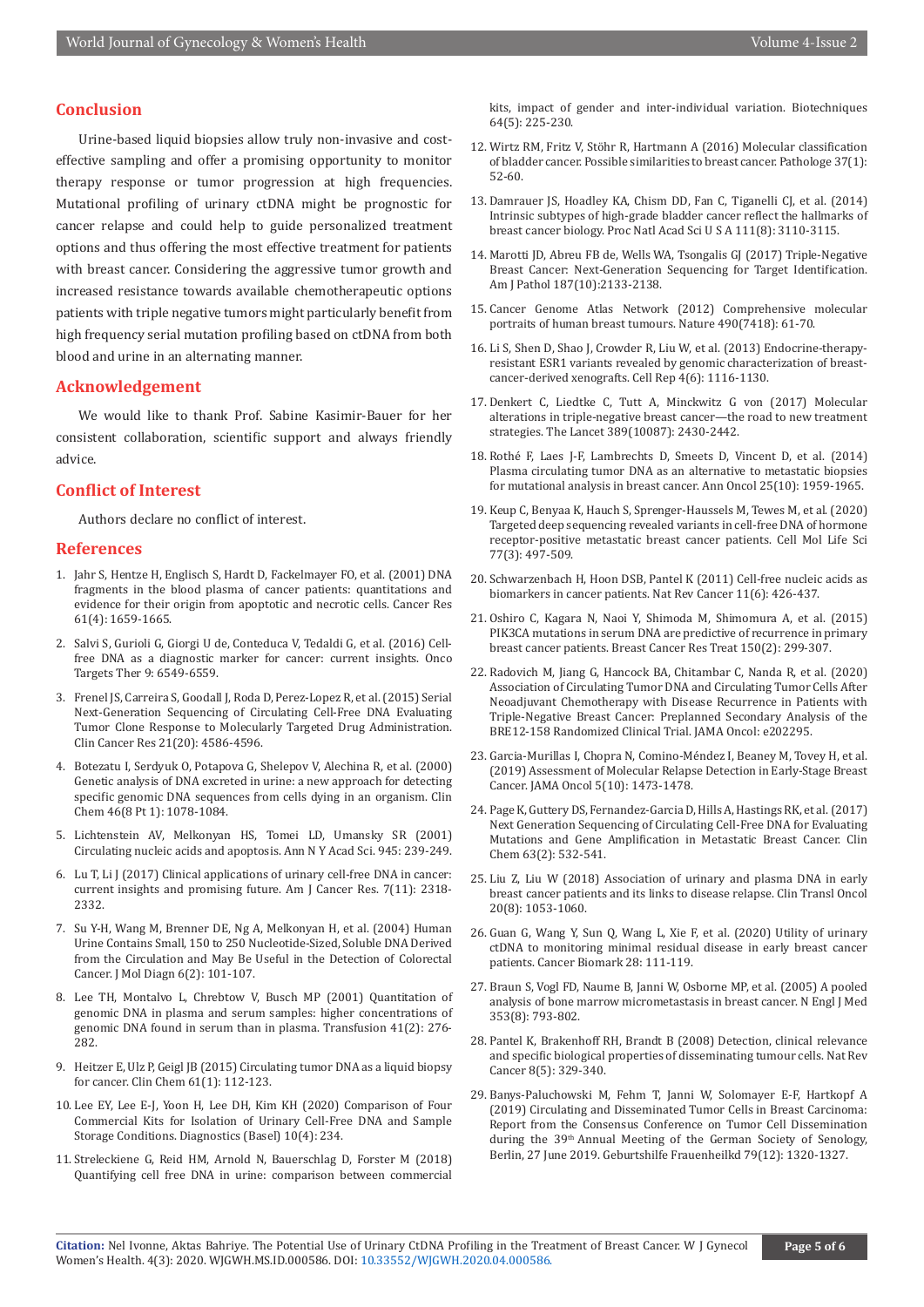## Conclusion

Urine-based liquid biopsies allow truly non-invasive and cost-effective sampling and offer a promising opportunity to monitor therapy response or tumor progression at high frequencies. Mutational profiling of urinary ctDNA might be prognostic for cancer relapse and could help to guide personalized treatment options and thus offering the most effective treatment for patients with breast cancer. Considering the aggressive tumor growth and increased resistance towards available chemotherapeutic options patients with triple negative tumors might particularly benefit from high frequency serial mutation profiling based on ctDNA from both blood and urine in an alternating manner.

## Acknowledgement

We would like to thank Prof. Sabine Kasimir-Bauer for her consistent collaboration, scientific support and always friendly advice.

## Conflict of Interest

Authors declare no conflict of interest.

## References

1. Jahr S, Hentze H, Englisch S, Hardt D, Fackelmayer FO, et al. (2001) DNA fragments in the blood plasma of cancer patients: quantitations and evidence for their origin from apoptotic and necrotic cells. Cancer Res 61(4): 1659-1665.
2. Salvi S, Gurioli G, Giorgi U de, Conteduca V, Tedaldi G, et al. (2016) Cell-free DNA as a diagnostic marker for cancer: current insights. Onco Targets Ther 9: 6549-6559.
3. Frenel JS, Carreira S, Goodall J, Roda D, Perez-Lopez R, et al. (2015) Serial Next-Generation Sequencing of Circulating Cell-Free DNA Evaluating Tumor Clone Response to Molecularly Targeted Drug Administration. Clin Cancer Res 21(20): 4586-4596.
4. Botezatu I, Serdyuk O, Potapova G, Shelepov V, Alechina R, et al. (2000) Genetic analysis of DNA excreted in urine: a new approach for detecting specific genomic DNA sequences from cells dying in an organism. Clin Chem 46(8 Pt 1): 1078-1084.
5. Lichtenstein AV, Melkonyan HS, Tomei LD, Umansky SR (2001) Circulating nucleic acids and apoptosis. Ann N Y Acad Sci. 945: 239-249.
6. Lu T, Li J (2017) Clinical applications of urinary cell-free DNA in cancer: current insights and promising future. Am J Cancer Res. 7(11): 2318-2332.
7. Su Y-H, Wang M, Brenner DE, Ng A, Melkonyan H, et al. (2004) Human Urine Contains Small, 150 to 250 Nucleotide-Sized, Soluble DNA Derived from the Circulation and May Be Useful in the Detection of Colorectal Cancer. J Mol Diagn 6(2): 101-107.
8. Lee TH, Montalvo L, Chrebtow V, Busch MP (2001) Quantitation of genomic DNA in plasma and serum samples: higher concentrations of genomic DNA found in serum than in plasma. Transfusion 41(2): 276-282.
9. Heitzer E, Ulz P, Geigl JB (2015) Circulating tumor DNA as a liquid biopsy for cancer. Clin Chem 61(1): 112-123.
10. Lee EY, Lee E-J, Yoon H, Lee DH, Kim KH (2020) Comparison of Four Commercial Kits for Isolation of Urinary Cell-Free DNA and Sample Storage Conditions. Diagnostics (Basel) 10(4): 234.
11. Streleckiene G, Reid HM, Arnold N, Bauerschlag D, Forster M (2018) Quantifying cell free DNA in urine: comparison between commercial kits, impact of gender and inter-individual variation. Biotechniques 64(5): 225-230.
12. Wirtz RM, Fritz V, Stöhr R, Hartmann A (2016) Molecular classification of bladder cancer. Possible similarities to breast cancer. Pathologe 37(1): 52-60.
13. Damrauer JS, Hoadley KA, Chism DD, Fan C, Tiganelli CJ, et al. (2014) Intrinsic subtypes of high-grade bladder cancer reflect the hallmarks of breast cancer biology. Proc Natl Acad Sci U S A 111(8): 3110-3115.
14. Marotti JD, Abreu FB de, Wells WA, Tsongalis GJ (2017) Triple-Negative Breast Cancer: Next-Generation Sequencing for Target Identification. Am J Pathol 187(10):2133-2138.
15. Cancer Genome Atlas Network (2012) Comprehensive molecular portraits of human breast tumours. Nature 490(7418): 61-70.
16. Li S, Shen D, Shao J, Crowder R, Liu W, et al. (2013) Endocrine-therapy-resistant ESR1 variants revealed by genomic characterization of breast-cancer-derived xenografts. Cell Rep 4(6): 1116-1130.
17. Denkert C, Liedtke C, Tutt A, Minckwitz G von (2017) Molecular alterations in triple-negative breast cancer—the road to new treatment strategies. The Lancet 389(10087): 2430-2442.
18. Rothé F, Laes J-F, Lambrechts D, Smeets D, Vincent D, et al. (2014) Plasma circulating tumor DNA as an alternative to metastatic biopsies for mutational analysis in breast cancer. Ann Oncol 25(10): 1959-1965.
19. Keup C, Benyaa K, Hauch S, Sprenger-Haussels M, Tewes M, et al. (2020) Targeted deep sequencing revealed variants in cell-free DNA of hormone receptor-positive metastatic breast cancer patients. Cell Mol Life Sci 77(3): 497-509.
20. Schwarzenbach H, Hoon DSB, Pantel K (2011) Cell-free nucleic acids as biomarkers in cancer patients. Nat Rev Cancer 11(6): 426-437.
21. Oshiro C, Kagara N, Naoi Y, Shimoda M, Shimomura A, et al. (2015) PIK3CA mutations in serum DNA are predictive of recurrence in primary breast cancer patients. Breast Cancer Res Treat 150(2): 299-307.
22. Radovich M, Jiang G, Hancock BA, Chitambar C, Nanda R, et al. (2020) Association of Circulating Tumor DNA and Circulating Tumor Cells After Neoadjuvant Chemotherapy with Disease Recurrence in Patients with Triple-Negative Breast Cancer: Preplanned Secondary Analysis of the BRE12-158 Randomized Clinical Trial. JAMA Oncol: e202295.
23. Garcia-Murillas I, Chopra N, Comino-Méndez I, Beaney M, Tovey H, et al. (2019) Assessment of Molecular Relapse Detection in Early-Stage Breast Cancer. JAMA Oncol 5(10): 1473-1478.
24. Page K, Guttery DS, Fernandez-Garcia D, Hills A, Hastings RK, et al. (2017) Next Generation Sequencing of Circulating Cell-Free DNA for Evaluating Mutations and Gene Amplification in Metastatic Breast Cancer. Clin Chem 63(2): 532-541.
25. Liu Z, Liu W (2018) Association of urinary and plasma DNA in early breast cancer patients and its links to disease relapse. Clin Transl Oncol 20(8): 1053-1060.
26. Guan G, Wang Y, Sun Q, Wang L, Xie F, et al. (2020) Utility of urinary ctDNA to monitoring minimal residual disease in early breast cancer patients. Cancer Biomark 28: 111-119.
27. Braun S, Vogl FD, Naume B, Janni W, Osborne MP, et al. (2005) A pooled analysis of bone marrow micrometastasis in breast cancer. N Engl J Med 353(8): 793-802.
28. Pantel K, Brakenhoff RH, Brandt B (2008) Detection, clinical relevance and specific biological properties of disseminating tumour cells. Nat Rev Cancer 8(5): 329-340.
29. Banys-Paluchowski M, Fehm T, Janni W, Solomayer E-F, Hartkopf A (2019) Circulating and Disseminated Tumor Cells in Breast Carcinoma: Report from the Consensus Conference on Tumor Cell Dissemination during the 39th Annual Meeting of the German Society of Senology, Berlin, 27 June 2019. Geburtshilfe Frauenheilkd 79(12): 1320-1327.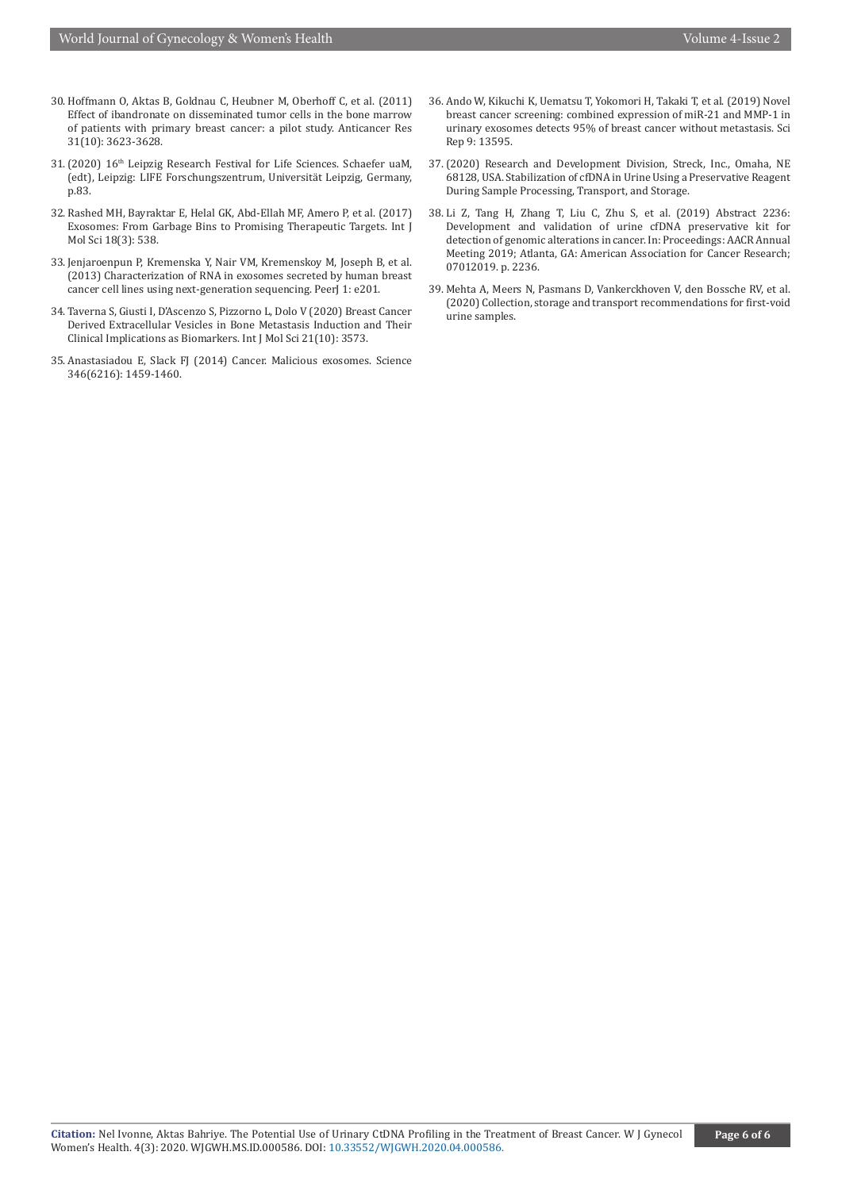30. Hoffmann O, Aktas B, Goldnau C, Heubner M, Oberhoff C, et al. (2011) Effect of ibandronate on disseminated tumor cells in the bone marrow of patients with primary breast cancer: a pilot study. Anticancer Res 31(10): 3623-3628.
31. (2020) 16th Leipzig Research Festival for Life Sciences. Schaefer uaM, (edt), Leipzig: LIFE Forschungszentrum, Universität Leipzig, Germany, p.83.
32. Rashed MH, Bayraktar E, Helal GK, Abd-Ellah MF, Amero P, et al. (2017) Exosomes: From Garbage Bins to Promising Therapeutic Targets. Int J Mol Sci 18(3): 538.
33. Jenjaroenpun P, Kremenska Y, Nair VM, Kremenskoy M, Joseph B, et al. (2013) Characterization of RNA in exosomes secreted by human breast cancer cell lines using next-generation sequencing. PeerJ 1: e201.
34. Taverna S, Giusti I, D'Ascenzo S, Pizzorno L, Dolo V (2020) Breast Cancer Derived Extracellular Vesicles in Bone Metastasis Induction and Their Clinical Implications as Biomarkers. Int J Mol Sci 21(10): 3573.
35. Anastasiadou E, Slack FJ (2014) Cancer. Malicious exosomes. Science 346(6216): 1459-1460.
36. Ando W, Kikuchi K, Uematsu T, Yokomori H, Takaki T, et al. (2019) Novel breast cancer screening: combined expression of miR-21 and MMP-1 in urinary exosomes detects 95% of breast cancer without metastasis. Sci Rep 9: 13595.
37. (2020) Research and Development Division, Streck, Inc., Omaha, NE 68128, USA. Stabilization of cfDNA in Urine Using a Preservative Reagent During Sample Processing, Transport, and Storage.
38. Li Z, Tang H, Zhang T, Liu C, Zhu S, et al. (2019) Abstract 2236: Development and validation of urine cfDNA preservative kit for detection of genomic alterations in cancer. In: Proceedings: AACR Annual Meeting 2019; Atlanta, GA: American Association for Cancer Research; 07012019. p. 2236.
39. Mehta A, Meers N, Pasmans D, Vankerckhoven V, den Bossche RV, et al. (2020) Collection, storage and transport recommendations for first-void urine samples.

**Citation:** Nel Ivonne, Aktas Bahriye. The Potential Use of Urinary CtDNA Profiling in the Treatment of Breast Cancer. W J Gynecol Women's Health. 4(3): 2020. WJGWH.MS.ID.000586. DOI: 10.33552/WJGWH.2020.04.000586.